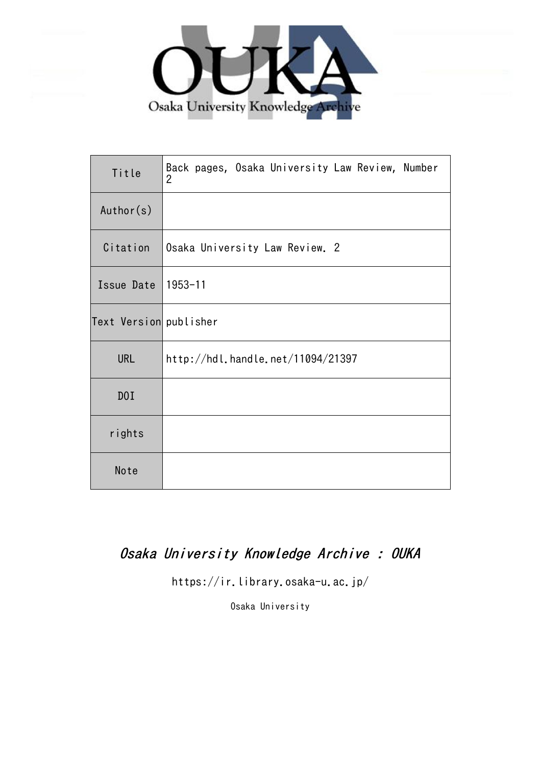Osaka University Knowledge Archive

| Title | Back pages, Osaka University Law Review, Number 2 |
| --- | --- |
| Author(s) | |
| Citation | Osaka University Law Review. 2 |
| Issue Date | 1953-11 |
| Text Version | publisher |
| URL | http://hdl.handle.net/11094/21397 |
| DOI | |
| rights | |
| Note | |

*Osaka University Knowledge Archive : OUKA*

https://ir.library.osaka-u.ac.jp/

Osaka University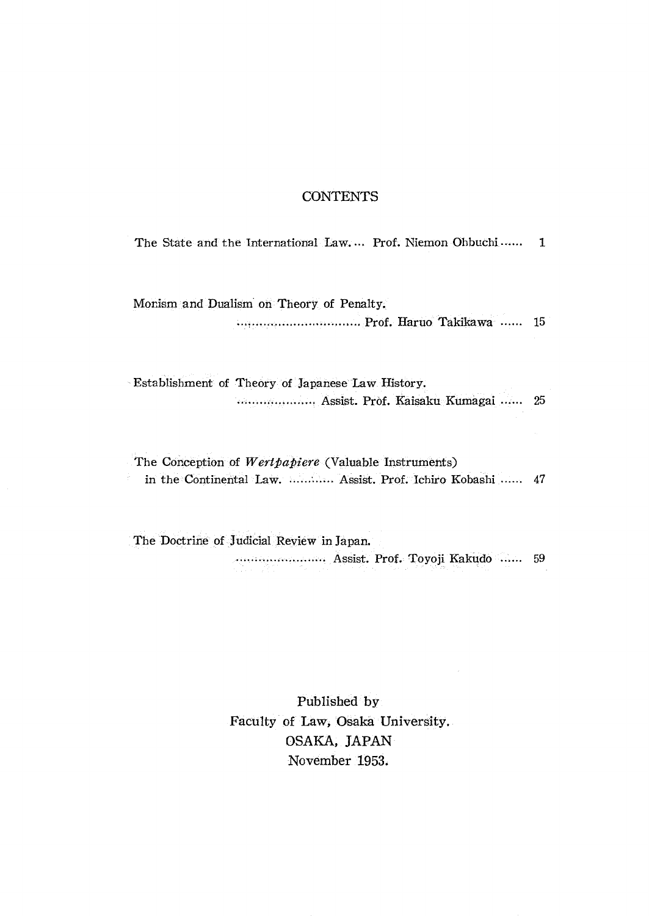## CONTENTS

The State and the International Law.... Prof. Niemon Ohbuchi...... 1

Monism and Dualism on Theory of Penalty.
................................ Prof. Haruo Takikawa ...... 15

Establishment of Theory of Japanese Law History.
.................... Assist. Prof. Kaisaku Kumagai ...... 25

The Conception of *Wertpapiere* (Valuable Instruments)
in the Continental Law. ............ Assist. Prof. Ichiro Kobashi ...... 47

The Doctrine of Judicial Review in Japan.
........................ Assist. Prof. Toyoji Kakudo ...... 59

Published by
Faculty of Law, Osaka University.
OSAKA, JAPAN
November 1953.